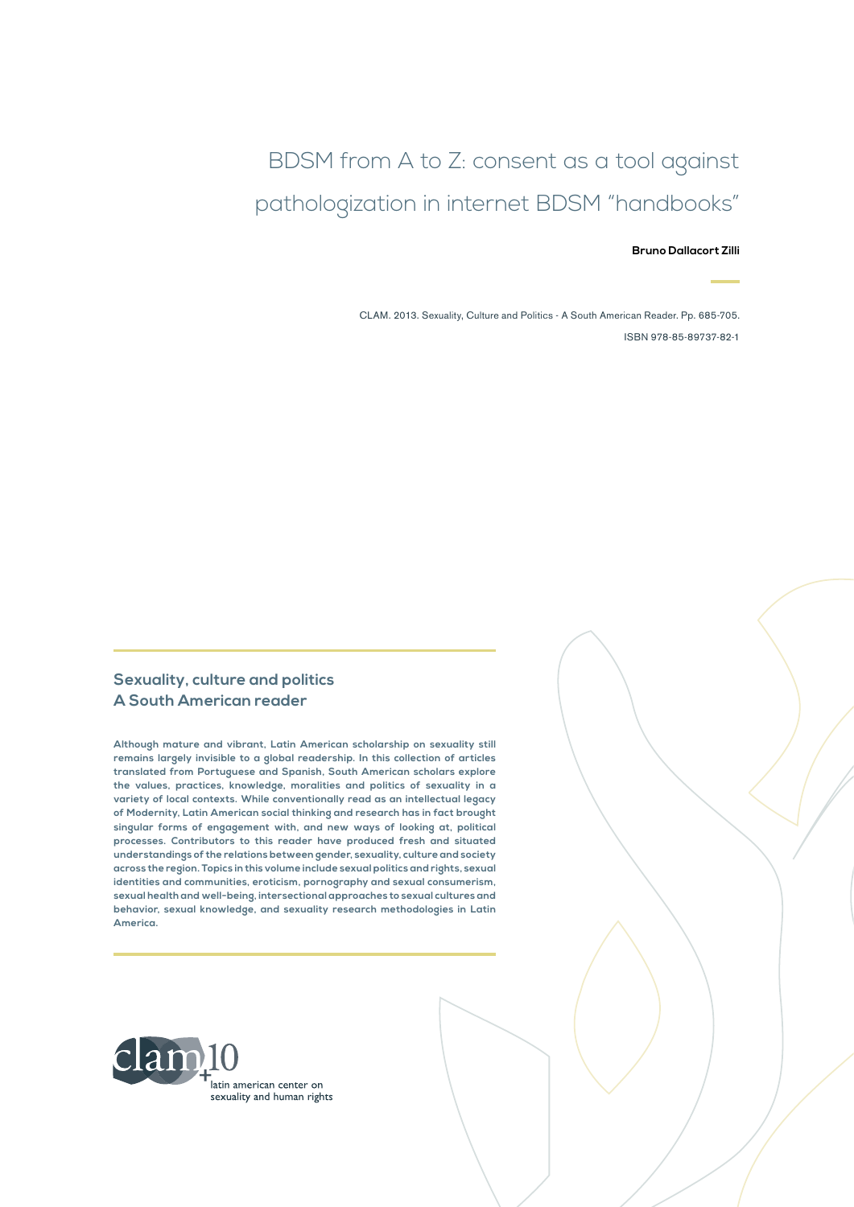# BDSM from A to Z: consent as a tool against pathologization in internet BDSM "handbooks"

**Bruno Dallacort Zilli**

CLAM. 2013. Sexuality, Culture and Politics - A South American Reader. Pp. 685-705.

ISBN 978-85-89737-82-1

## Sexuality, culture and politics
## A South American reader

**Although mature and vibrant, Latin American scholarship on sexuality still remains largely invisible to a global readership. In this collection of articles translated from Portuguese and Spanish, South American scholars explore the values, practices, knowledge, moralities and politics of sexuality in a variety of local contexts. While conventionally read as an intellectual legacy of Modernity, Latin American social thinking and research has in fact brought singular forms of engagement with, and new ways of looking at, political processes. Contributors to this reader have produced fresh and situated understandings of the relations between gender, sexuality, culture and society across the region. Topics in this volume include sexual politics and rights, sexual identities and communities, eroticism, pornography and sexual consumerism, sexual health and well-being, intersectional approaches to sexual cultures and behavior, sexual knowledge, and sexuality research methodologies in Latin America.**

clam+10

latin american center on sexuality and human rights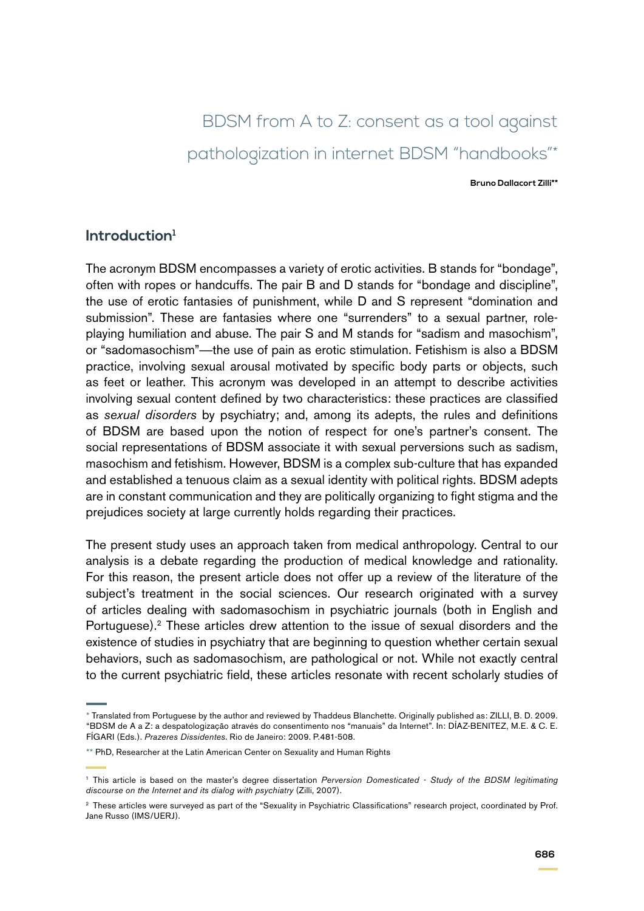# BDSM from A to Z: consent as a tool against pathologization in internet BDSM "handbooks"*

**Bruno Dallacort Zilli****

## Introduction[1]

The acronym BDSM encompasses a variety of erotic activities. B stands for "bondage", often with ropes or handcuffs. The pair B and D stands for "bondage and discipline", the use of erotic fantasies of punishment, while D and S represent "domination and submission". These are fantasies where one "surrenders" to a sexual partner, role-playing humiliation and abuse. The pair S and M stands for "sadism and masochism", or "sadomasochism"—the use of pain as erotic stimulation. Fetishism is also a BDSM practice, involving sexual arousal motivated by specific body parts or objects, such as feet or leather. This acronym was developed in an attempt to describe activities involving sexual content defined by two characteristics: these practices are classified as *sexual disorders* by psychiatry; and, among its adepts, the rules and definitions of BDSM are based upon the notion of respect for one's partner's consent. The social representations of BDSM associate it with sexual perversions such as sadism, masochism and fetishism. However, BDSM is a complex sub-culture that has expanded and established a tenuous claim as a sexual identity with political rights. BDSM adepts are in constant communication and they are politically organizing to fight stigma and the prejudices society at large currently holds regarding their practices.

The present study uses an approach taken from medical anthropology. Central to our analysis is a debate regarding the production of medical knowledge and rationality. For this reason, the present article does not offer up a review of the literature of the subject's treatment in the social sciences. Our research originated with a survey of articles dealing with sadomasochism in psychiatric journals (both in English and Portuguese).[2] These articles drew attention to the issue of sexual disorders and the existence of studies in psychiatry that are beginning to question whether certain sexual behaviors, such as sadomasochism, are pathological or not. While not exactly central to the current psychiatric field, these articles resonate with recent scholarly studies of

---

* Translated from Portuguese by the author and reviewed by Thaddeus Blanchette. Originally published as: ZILLI, B. D. 2009. "BDSM de A a Z: a despatologização através do consentimento nos "manuais" da Internet". In: DÍAZ-BENITEZ, M.E. & C. E. FÍGARI (Eds.). *Prazeres Dissidentes*. Rio de Janeiro: 2009. P.481-508.

** PhD, Researcher at the Latin American Center on Sexuality and Human Rights

[1] This article is based on the master's degree dissertation *Perversion Domesticated - Study of the BDSM legitimating discourse on the Internet and its dialog with psychiatry* (Zilli, 2007).

[2] These articles were surveyed as part of the "Sexuality in Psychiatric Classifications" research project, coordinated by Prof. Jane Russo (IMS/UERJ).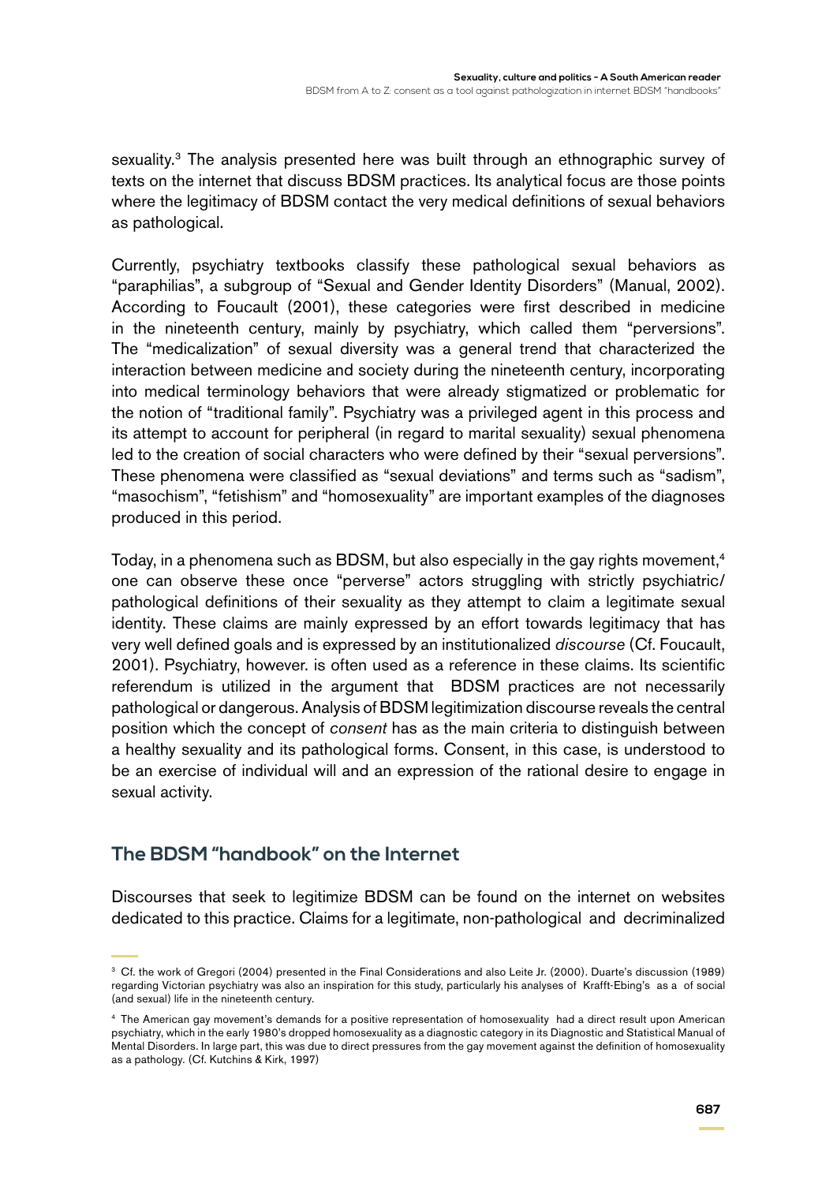sexuality.[3] The analysis presented here was built through an ethnographic survey of texts on the internet that discuss BDSM practices. Its analytical focus are those points where the legitimacy of BDSM contact the very medical definitions of sexual behaviors as pathological.

Currently, psychiatry textbooks classify these pathological sexual behaviors as "paraphilias", a subgroup of "Sexual and Gender Identity Disorders" (Manual, 2002). According to Foucault (2001), these categories were first described in medicine in the nineteenth century, mainly by psychiatry, which called them "perversions". The "medicalization" of sexual diversity was a general trend that characterized the interaction between medicine and society during the nineteenth century, incorporating into medical terminology behaviors that were already stigmatized or problematic for the notion of "traditional family". Psychiatry was a privileged agent in this process and its attempt to account for peripheral (in regard to marital sexuality) sexual phenomena led to the creation of social characters who were defined by their "sexual perversions". These phenomena were classified as "sexual deviations" and terms such as "sadism", "masochism", "fetishism" and "homosexuality" are important examples of the diagnoses produced in this period.

Today, in a phenomena such as BDSM, but also especially in the gay rights movement,[4] one can observe these once "perverse" actors struggling with strictly psychiatric/pathological definitions of their sexuality as they attempt to claim a legitimate sexual identity. These claims are mainly expressed by an effort towards legitimacy that has very well defined goals and is expressed by an institutionalized *discourse* (Cf. Foucault, 2001). Psychiatry, however. is often used as a reference in these claims. Its scientific referendum is utilized in the argument that BDSM practices are not necessarily pathological or dangerous. Analysis of BDSM legitimization discourse reveals the central position which the concept of *consent* has as the main criteria to distinguish between a healthy sexuality and its pathological forms. Consent, in this case, is understood to be an exercise of individual will and an expression of the rational desire to engage in sexual activity.

## The BDSM "handbook" on the Internet

Discourses that seek to legitimize BDSM can be found on the internet on websites dedicated to this practice. Claims for a legitimate, non-pathological and decriminalized

---

[3] Cf. the work of Gregori (2004) presented in the Final Considerations and also Leite Jr. (2000). Duarte's discussion (1989) regarding Victorian psychiatry was also an inspiration for this study, particularly his analyses of Krafft-Ebing's as a of social (and sexual) life in the nineteenth century.

[4] The American gay movement's demands for a positive representation of homosexuality had a direct result upon American psychiatry, which in the early 1980's dropped homosexuality as a diagnostic category in its Diagnostic and Statistical Manual of Mental Disorders. In large part, this was due to direct pressures from the gay movement against the definition of homosexuality as a pathology. (Cf. Kutchins & Kirk, 1997)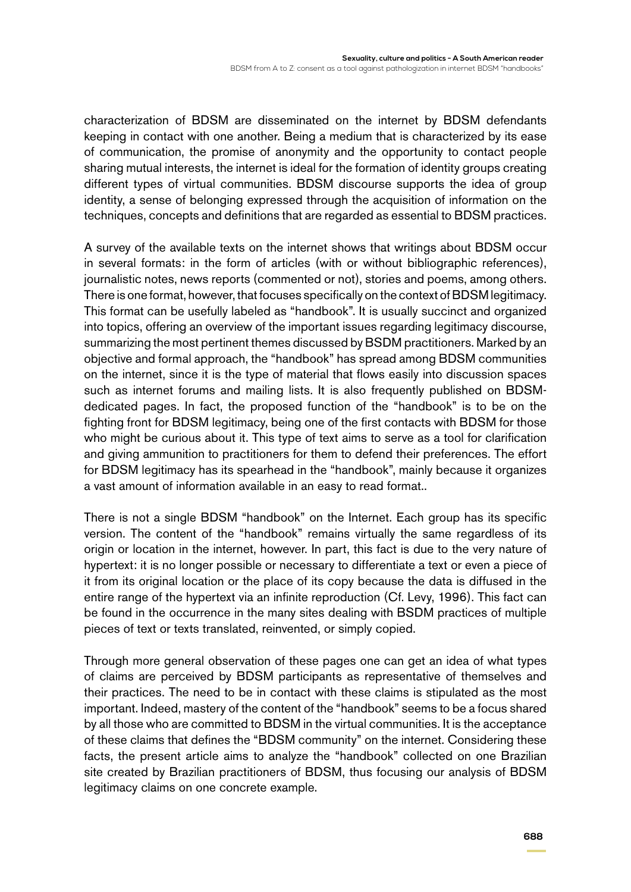characterization of BDSM are disseminated on the internet by BDSM defendants keeping in contact with one another. Being a medium that is characterized by its ease of communication, the promise of anonymity and the opportunity to contact people sharing mutual interests, the internet is ideal for the formation of identity groups creating different types of virtual communities. BDSM discourse supports the idea of group identity, a sense of belonging expressed through the acquisition of information on the techniques, concepts and definitions that are regarded as essential to BDSM practices.

A survey of the available texts on the internet shows that writings about BDSM occur in several formats: in the form of articles (with or without bibliographic references), journalistic notes, news reports (commented or not), stories and poems, among others. There is one format, however, that focuses specifically on the context of BDSM legitimacy. This format can be usefully labeled as "handbook". It is usually succinct and organized into topics, offering an overview of the important issues regarding legitimacy discourse, summarizing the most pertinent themes discussed by BSDM practitioners. Marked by an objective and formal approach, the "handbook" has spread among BDSM communities on the internet, since it is the type of material that flows easily into discussion spaces such as internet forums and mailing lists. It is also frequently published on BDSM-dedicated pages. In fact, the proposed function of the "handbook" is to be on the fighting front for BDSM legitimacy, being one of the first contacts with BDSM for those who might be curious about it. This type of text aims to serve as a tool for clarification and giving ammunition to practitioners for them to defend their preferences. The effort for BDSM legitimacy has its spearhead in the "handbook", mainly because it organizes a vast amount of information available in an easy to read format..

There is not a single BDSM "handbook" on the Internet. Each group has its specific version. The content of the "handbook" remains virtually the same regardless of its origin or location in the internet, however. In part, this fact is due to the very nature of hypertext: it is no longer possible or necessary to differentiate a text or even a piece of it from its original location or the place of its copy because the data is diffused in the entire range of the hypertext via an infinite reproduction (Cf. Levy, 1996). This fact can be found in the occurrence in the many sites dealing with BSDM practices of multiple pieces of text or texts translated, reinvented, or simply copied.

Through more general observation of these pages one can get an idea of what types of claims are perceived by BDSM participants as representative of themselves and their practices. The need to be in contact with these claims is stipulated as the most important. Indeed, mastery of the content of the "handbook" seems to be a focus shared by all those who are committed to BDSM in the virtual communities. It is the acceptance of these claims that defines the "BDSM community" on the internet. Considering these facts, the present article aims to analyze the "handbook" collected on one Brazilian site created by Brazilian practitioners of BDSM, thus focusing our analysis of BDSM legitimacy claims on one concrete example.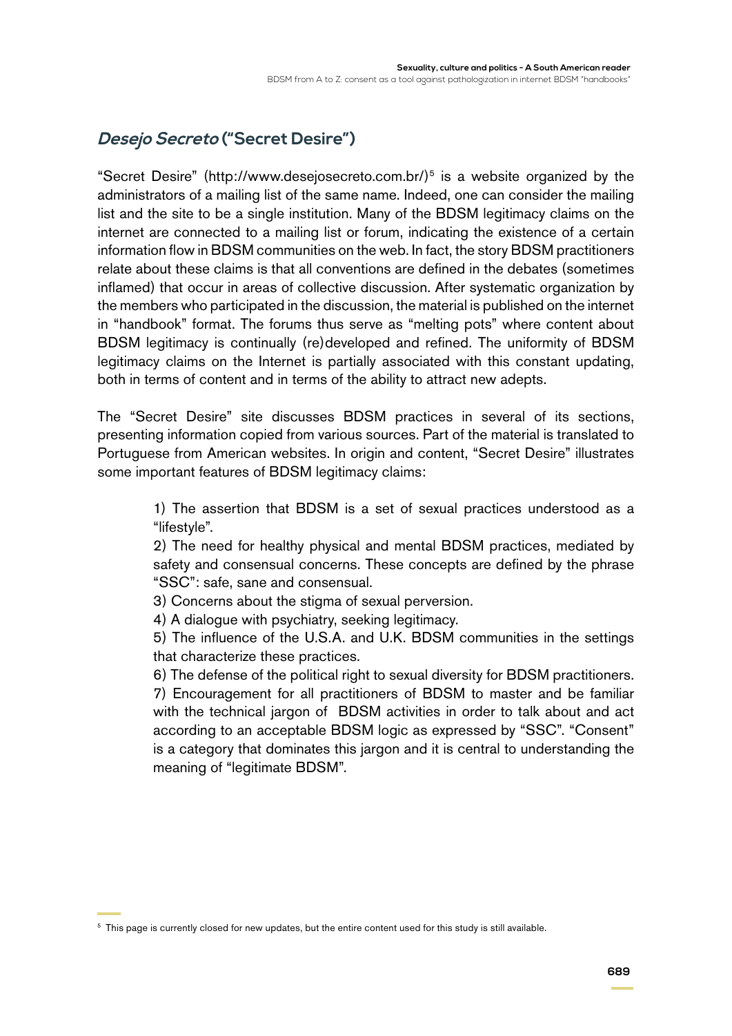## *Desejo Secreto* ("Secret Desire")

"Secret Desire" (http://www.desejosecreto.com.br/)[5] is a website organized by the administrators of a mailing list of the same name. Indeed, one can consider the mailing list and the site to be a single institution. Many of the BDSM legitimacy claims on the internet are connected to a mailing list or forum, indicating the existence of a certain information flow in BDSM communities on the web. In fact, the story BDSM practitioners relate about these claims is that all conventions are defined in the debates (sometimes inflamed) that occur in areas of collective discussion. After systematic organization by the members who participated in the discussion, the material is published on the internet in "handbook" format. The forums thus serve as "melting pots" where content about BDSM legitimacy is continually (re)developed and refined. The uniformity of BDSM legitimacy claims on the Internet is partially associated with this constant updating, both in terms of content and in terms of the ability to attract new adepts.

The "Secret Desire" site discusses BDSM practices in several of its sections, presenting information copied from various sources. Part of the material is translated to Portuguese from American websites. In origin and content, "Secret Desire" illustrates some important features of BDSM legitimacy claims:

> 1) The assertion that BDSM is a set of sexual practices understood as a "lifestyle".
> 2) The need for healthy physical and mental BDSM practices, mediated by safety and consensual concerns. These concepts are defined by the phrase "SSC": safe, sane and consensual.
> 3) Concerns about the stigma of sexual perversion.
> 4) A dialogue with psychiatry, seeking legitimacy.
> 5) The influence of the U.S.A. and U.K. BDSM communities in the settings that characterize these practices.
> 6) The defense of the political right to sexual diversity for BDSM practitioners.
> 7) Encouragement for all practitioners of BDSM to master and be familiar with the technical jargon of BDSM activities in order to talk about and act according to an acceptable BDSM logic as expressed by "SSC". "Consent" is a category that dominates this jargon and it is central to understanding the meaning of "legitimate BDSM".

[5] This page is currently closed for new updates, but the entire content used for this study is still available.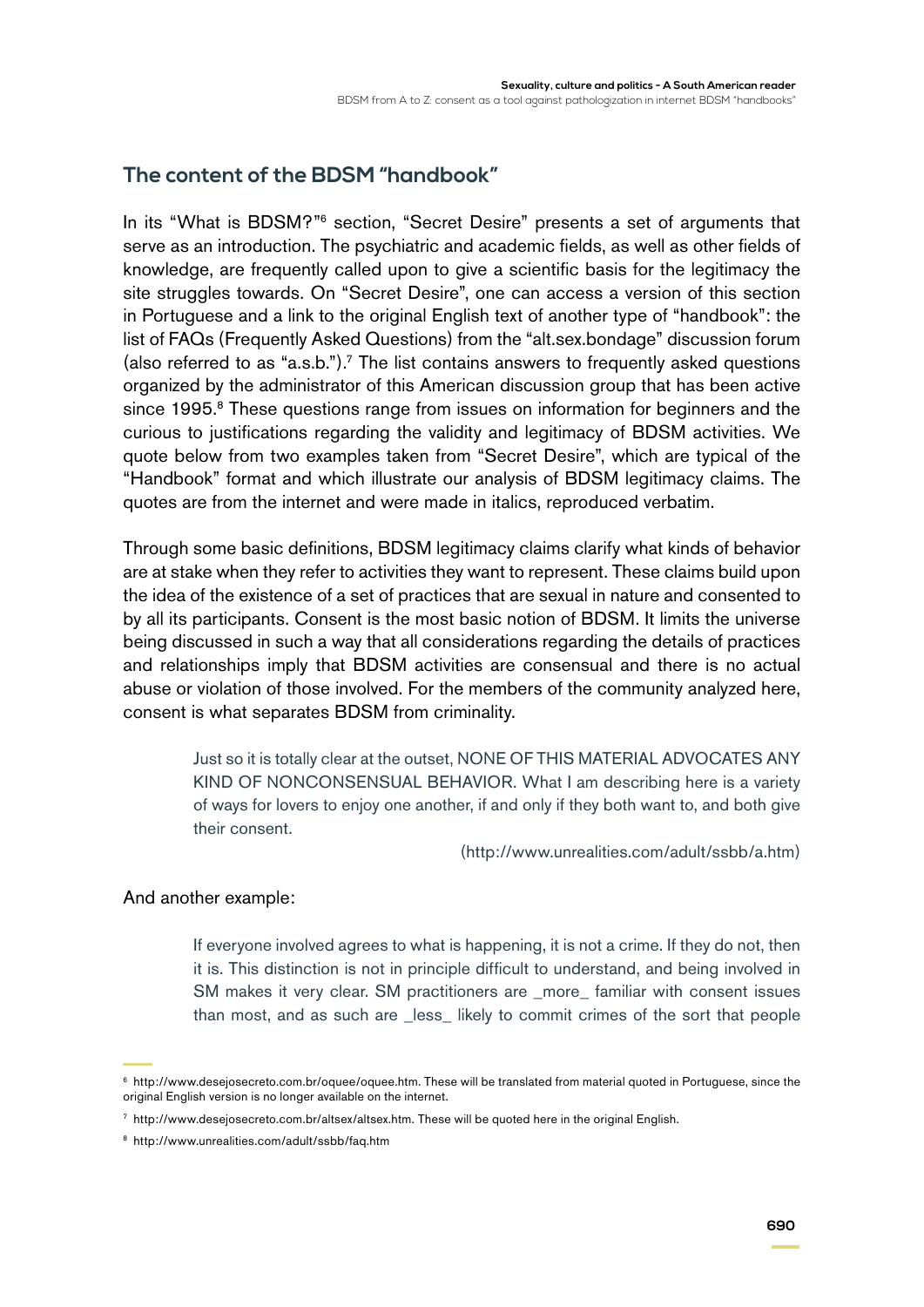## The content of the BDSM "handbook"

In its "What is BDSM?"[6] section, "Secret Desire" presents a set of arguments that serve as an introduction. The psychiatric and academic fields, as well as other fields of knowledge, are frequently called upon to give a scientific basis for the legitimacy the site struggles towards. On "Secret Desire", one can access a version of this section in Portuguese and a link to the original English text of another type of "handbook": the list of FAQs (Frequently Asked Questions) from the "alt.sex.bondage" discussion forum (also referred to as "a.s.b.").[7] The list contains answers to frequently asked questions organized by the administrator of this American discussion group that has been active since 1995.[8] These questions range from issues on information for beginners and the curious to justifications regarding the validity and legitimacy of BDSM activities. We quote below from two examples taken from "Secret Desire", which are typical of the "Handbook" format and which illustrate our analysis of BDSM legitimacy claims. The quotes are from the internet and were made in italics, reproduced verbatim.

Through some basic definitions, BDSM legitimacy claims clarify what kinds of behavior are at stake when they refer to activities they want to represent. These claims build upon the idea of the existence of a set of practices that are sexual in nature and consented to by all its participants. Consent is the most basic notion of BDSM. It limits the universe being discussed in such a way that all considerations regarding the details of practices and relationships imply that BDSM activities are consensual and there is no actual abuse or violation of those involved. For the members of the community analyzed here, consent is what separates BDSM from criminality.

> Just so it is totally clear at the outset, NONE OF THIS MATERIAL ADVOCATES ANY KIND OF NONCONSENSUAL BEHAVIOR. What I am describing here is a variety of ways for lovers to enjoy one another, if and only if they both want to, and both give their consent.
>
> (http://www.unrealities.com/adult/ssbb/a.htm)

And another example:

> If everyone involved agrees to what is happening, it is not a crime. If they do not, then it is. This distinction is not in principle difficult to understand, and being involved in SM makes it very clear. SM practitioners are _more_ familiar with consent issues than most, and as such are _less_ likely to commit crimes of the sort that people

[6] http://www.desejosecreto.com.br/oquee/oquee.htm. These will be translated from material quoted in Portuguese, since the original English version is no longer available on the internet.

[7] http://www.desejosecreto.com.br/altsex/altsex.htm. These will be quoted here in the original English.

[8] http://www.unrealities.com/adult/ssbb/faq.htm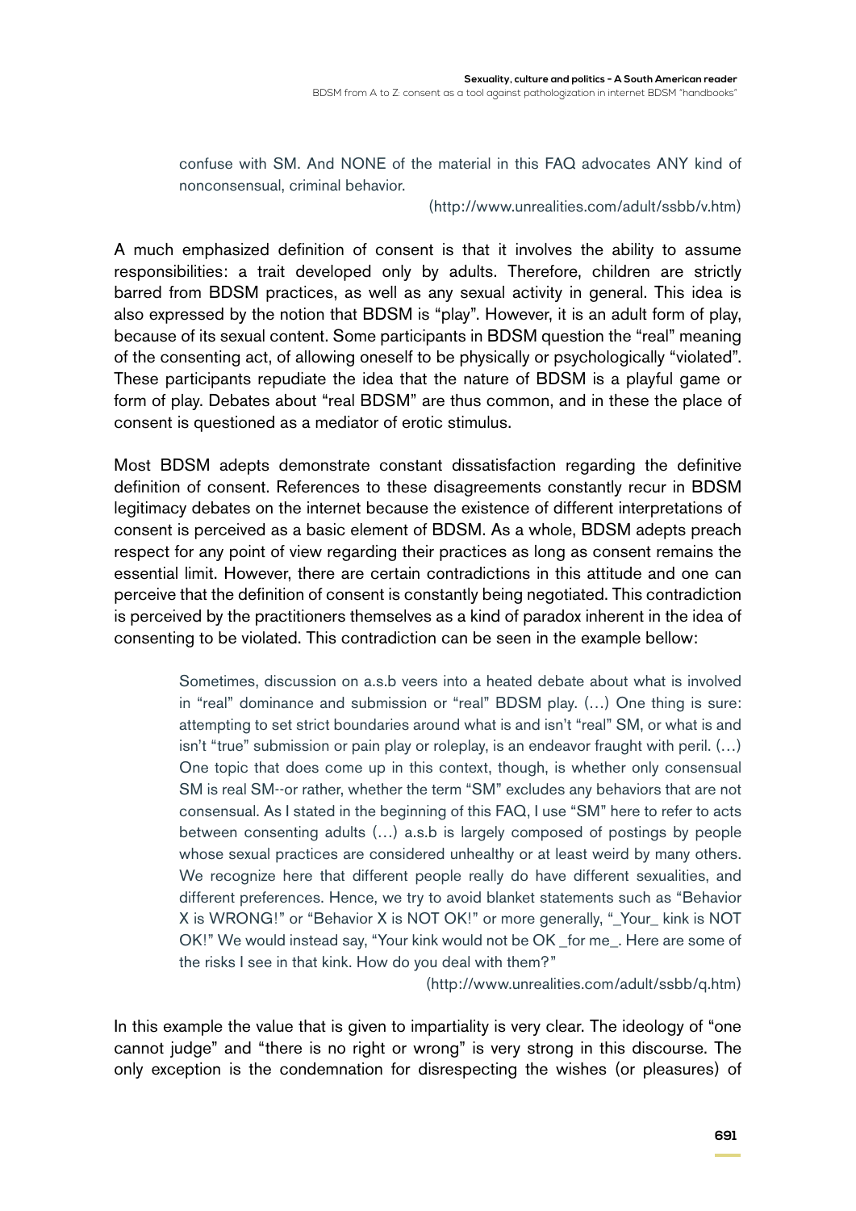> confuse with SM. And NONE of the material in this FAQ advocates ANY kind of nonconsensual, criminal behavior.
>
> (http://www.unrealities.com/adult/ssbb/v.htm)

A much emphasized definition of consent is that it involves the ability to assume responsibilities: a trait developed only by adults. Therefore, children are strictly barred from BDSM practices, as well as any sexual activity in general. This idea is also expressed by the notion that BDSM is "play". However, it is an adult form of play, because of its sexual content. Some participants in BDSM question the "real" meaning of the consenting act, of allowing oneself to be physically or psychologically "violated". These participants repudiate the idea that the nature of BDSM is a playful game or form of play. Debates about "real BDSM" are thus common, and in these the place of consent is questioned as a mediator of erotic stimulus.

Most BDSM adepts demonstrate constant dissatisfaction regarding the definitive definition of consent. References to these disagreements constantly recur in BDSM legitimacy debates on the internet because the existence of different interpretations of consent is perceived as a basic element of BDSM. As a whole, BDSM adepts preach respect for any point of view regarding their practices as long as consent remains the essential limit. However, there are certain contradictions in this attitude and one can perceive that the definition of consent is constantly being negotiated. This contradiction is perceived by the practitioners themselves as a kind of paradox inherent in the idea of consenting to be violated. This contradiction can be seen in the example bellow:

> Sometimes, discussion on a.s.b veers into a heated debate about what is involved in "real" dominance and submission or "real" BDSM play. (…) One thing is sure: attempting to set strict boundaries around what is and isn't "real" SM, or what is and isn't "true" submission or pain play or roleplay, is an endeavor fraught with peril. (…) One topic that does come up in this context, though, is whether only consensual SM is real SM--or rather, whether the term "SM" excludes any behaviors that are not consensual. As I stated in the beginning of this FAQ, I use "SM" here to refer to acts between consenting adults (…) a.s.b is largely composed of postings by people whose sexual practices are considered unhealthy or at least weird by many others. We recognize here that different people really do have different sexualities, and different preferences. Hence, we try to avoid blanket statements such as "Behavior X is WRONG!" or "Behavior X is NOT OK!" or more generally, "_Your_ kink is NOT OK!" We would instead say, "Your kink would not be OK _for me_. Here are some of the risks I see in that kink. How do you deal with them?"
>
> (http://www.unrealities.com/adult/ssbb/q.htm)

In this example the value that is given to impartiality is very clear. The ideology of "one cannot judge" and "there is no right or wrong" is very strong in this discourse. The only exception is the condemnation for disrespecting the wishes (or pleasures) of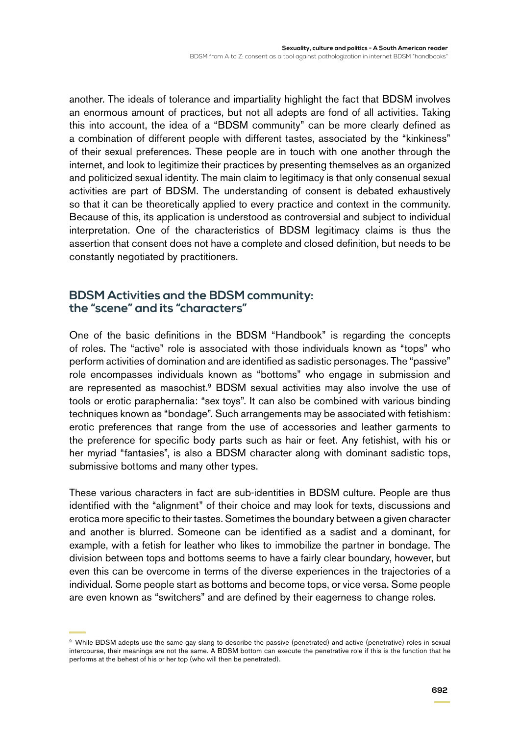another. The ideals of tolerance and impartiality highlight the fact that BDSM involves an enormous amount of practices, but not all adepts are fond of all activities. Taking this into account, the idea of a "BDSM community" can be more clearly defined as a combination of different people with different tastes, associated by the "kinkiness" of their sexual preferences. These people are in touch with one another through the internet, and look to legitimize their practices by presenting themselves as an organized and politicized sexual identity. The main claim to legitimacy is that only consenual sexual activities are part of BDSM. The understanding of consent is debated exhaustively so that it can be theoretically applied to every practice and context in the community. Because of this, its application is understood as controversial and subject to individual interpretation. One of the characteristics of BDSM legitimacy claims is thus the assertion that consent does not have a complete and closed definition, but needs to be constantly negotiated by practitioners.

## BDSM Activities and the BDSM community: the "scene" and its "characters"

One of the basic definitions in the BDSM "Handbook" is regarding the concepts of roles. The "active" role is associated with those individuals known as "tops" who perform activities of domination and are identified as sadistic personages. The "passive" role encompasses individuals known as "bottoms" who engage in submission and are represented as masochist.[9] BDSM sexual activities may also involve the use of tools or erotic paraphernalia: "sex toys". It can also be combined with various binding techniques known as "bondage". Such arrangements may be associated with fetishism: erotic preferences that range from the use of accessories and leather garments to the preference for specific body parts such as hair or feet. Any fetishist, with his or her myriad "fantasies", is also a BDSM character along with dominant sadistic tops, submissive bottoms and many other types.

These various characters in fact are sub-identities in BDSM culture. People are thus identified with the "alignment" of their choice and may look for texts, discussions and erotica more specific to their tastes. Sometimes the boundary between a given character and another is blurred. Someone can be identified as a sadist and a dominant, for example, with a fetish for leather who likes to immobilize the partner in bondage. The division between tops and bottoms seems to have a fairly clear boundary, however, but even this can be overcome in terms of the diverse experiences in the trajectories of a individual. Some people start as bottoms and become tops, or vice versa. Some people are even known as "switchers" and are defined by their eagerness to change roles.

[9] While BDSM adepts use the same gay slang to describe the passive (penetrated) and active (penetrative) roles in sexual intercourse, their meanings are not the same. A BDSM bottom can execute the penetrative role if this is the function that he performs at the behest of his or her top (who will then be penetrated).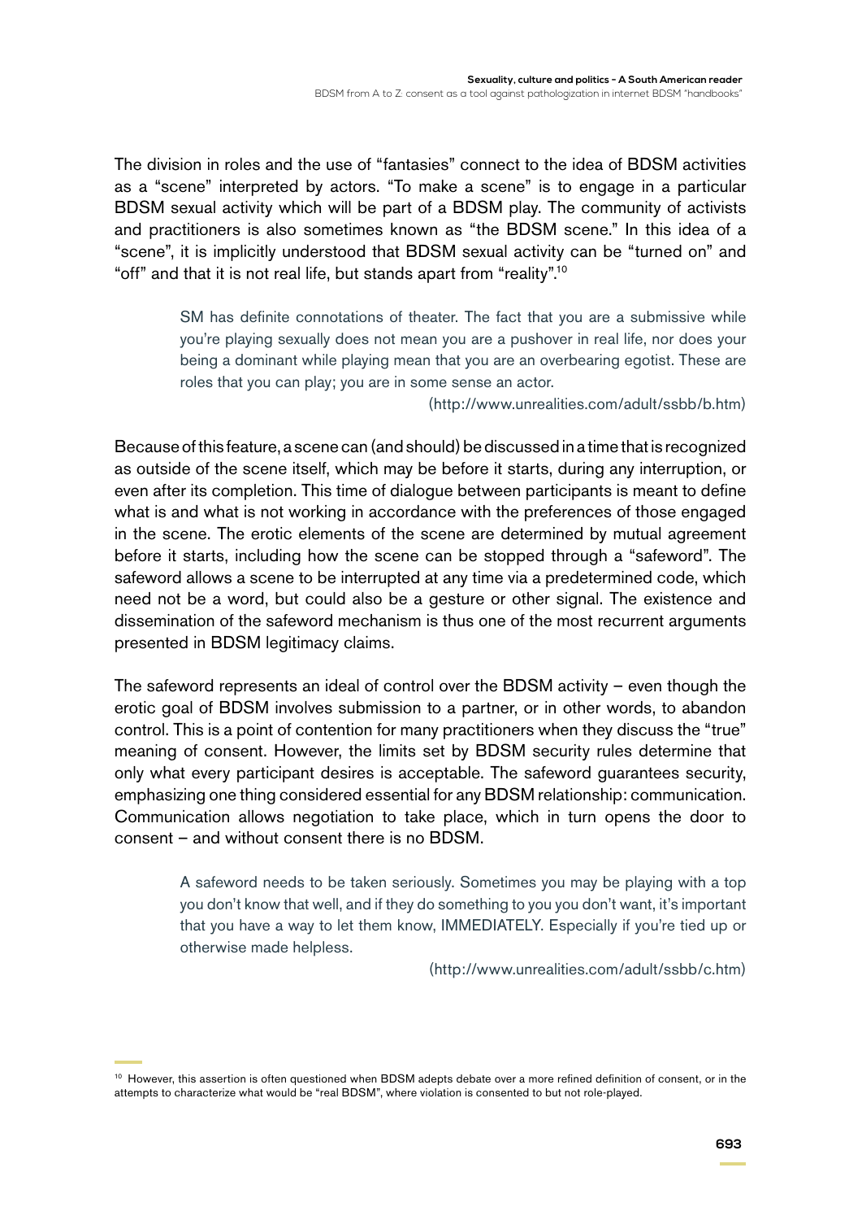The division in roles and the use of "fantasies" connect to the idea of BDSM activities as a "scene" interpreted by actors. "To make a scene" is to engage in a particular BDSM sexual activity which will be part of a BDSM play. The community of activists and practitioners is also sometimes known as "the BDSM scene." In this idea of a "scene", it is implicitly understood that BDSM sexual activity can be "turned on" and "off" and that it is not real life, but stands apart from "reality".[10]

> SM has definite connotations of theater. The fact that you are a submissive while you're playing sexually does not mean you are a pushover in real life, nor does your being a dominant while playing mean that you are an overbearing egotist. These are roles that you can play; you are in some sense an actor.
>
> (http://www.unrealities.com/adult/ssbb/b.htm)

Because of this feature, a scene can (and should) be discussed in a time that is recognized as outside of the scene itself, which may be before it starts, during any interruption, or even after its completion. This time of dialogue between participants is meant to define what is and what is not working in accordance with the preferences of those engaged in the scene. The erotic elements of the scene are determined by mutual agreement before it starts, including how the scene can be stopped through a "safeword". The safeword allows a scene to be interrupted at any time via a predetermined code, which need not be a word, but could also be a gesture or other signal. The existence and dissemination of the safeword mechanism is thus one of the most recurrent arguments presented in BDSM legitimacy claims.

The safeword represents an ideal of control over the BDSM activity – even though the erotic goal of BDSM involves submission to a partner, or in other words, to abandon control. This is a point of contention for many practitioners when they discuss the "true" meaning of consent. However, the limits set by BDSM security rules determine that only what every participant desires is acceptable. The safeword guarantees security, emphasizing one thing considered essential for any BDSM relationship: communication. Communication allows negotiation to take place, which in turn opens the door to consent – and without consent there is no BDSM.

> A safeword needs to be taken seriously. Sometimes you may be playing with a top you don't know that well, and if they do something to you you don't want, it's important that you have a way to let them know, IMMEDIATELY. Especially if you're tied up or otherwise made helpless.
>
> (http://www.unrealities.com/adult/ssbb/c.htm)

[10] However, this assertion is often questioned when BDSM adepts debate over a more refined definition of consent, or in the attempts to characterize what would be "real BDSM", where violation is consented to but not role-played.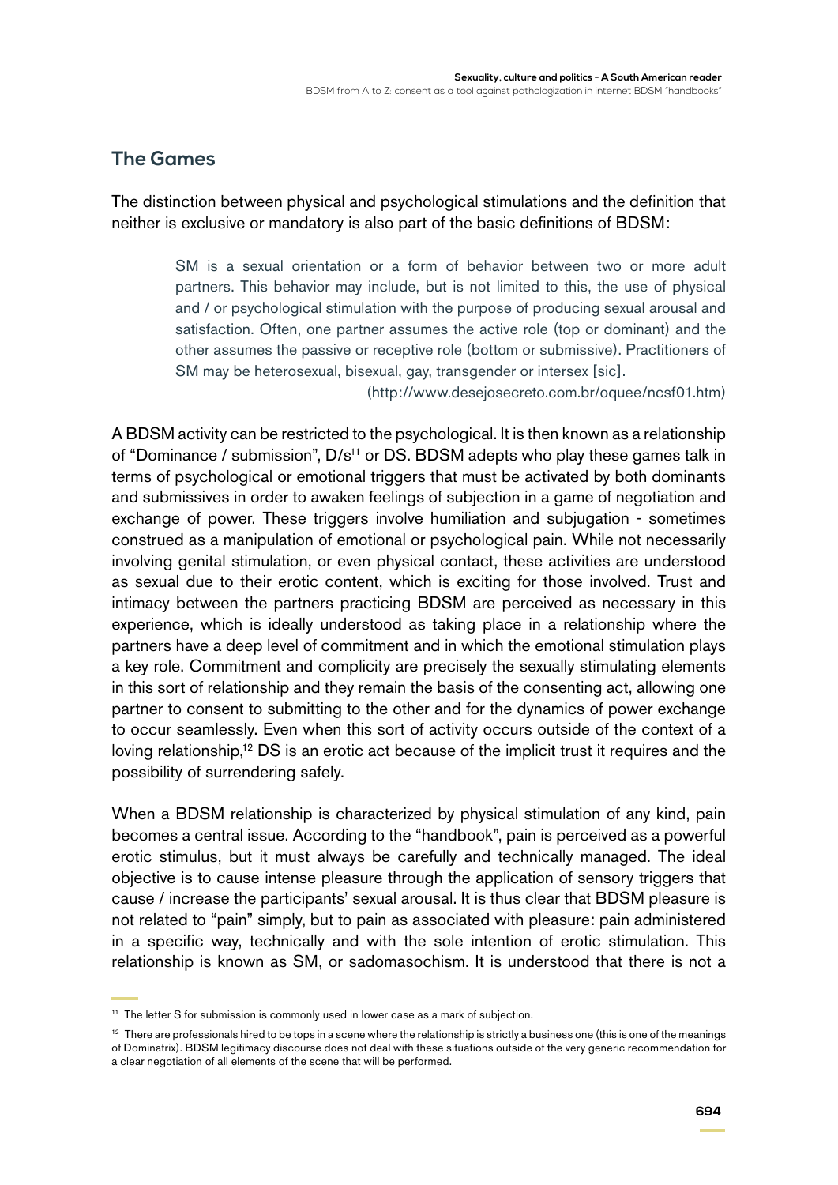## The Games

The distinction between physical and psychological stimulations and the definition that neither is exclusive or mandatory is also part of the basic definitions of BDSM:

> SM is a sexual orientation or a form of behavior between two or more adult partners. This behavior may include, but is not limited to this, the use of physical and / or psychological stimulation with the purpose of producing sexual arousal and satisfaction. Often, one partner assumes the active role (top or dominant) and the other assumes the passive or receptive role (bottom or submissive). Practitioners of SM may be heterosexual, bisexual, gay, transgender or intersex [sic].
>
> (http://www.desejosecreto.com.br/oquee/ncsf01.htm)

A BDSM activity can be restricted to the psychological. It is then known as a relationship of "Dominance / submission", D/s[11] or DS. BDSM adepts who play these games talk in terms of psychological or emotional triggers that must be activated by both dominants and submissives in order to awaken feelings of subjection in a game of negotiation and exchange of power. These triggers involve humiliation and subjugation - sometimes construed as a manipulation of emotional or psychological pain. While not necessarily involving genital stimulation, or even physical contact, these activities are understood as sexual due to their erotic content, which is exciting for those involved. Trust and intimacy between the partners practicing BDSM are perceived as necessary in this experience, which is ideally understood as taking place in a relationship where the partners have a deep level of commitment and in which the emotional stimulation plays a key role. Commitment and complicity are precisely the sexually stimulating elements in this sort of relationship and they remain the basis of the consenting act, allowing one partner to consent to submitting to the other and for the dynamics of power exchange to occur seamlessly. Even when this sort of activity occurs outside of the context of a loving relationship,[12] DS is an erotic act because of the implicit trust it requires and the possibility of surrendering safely.

When a BDSM relationship is characterized by physical stimulation of any kind, pain becomes a central issue. According to the "handbook", pain is perceived as a powerful erotic stimulus, but it must always be carefully and technically managed. The ideal objective is to cause intense pleasure through the application of sensory triggers that cause / increase the participants' sexual arousal. It is thus clear that BDSM pleasure is not related to "pain" simply, but to pain as associated with pleasure: pain administered in a specific way, technically and with the sole intention of erotic stimulation. This relationship is known as SM, or sadomasochism. It is understood that there is not a

[11] The letter S for submission is commonly used in lower case as a mark of subjection.

[12] There are professionals hired to be tops in a scene where the relationship is strictly a business one (this is one of the meanings of Dominatrix). BDSM legitimacy discourse does not deal with these situations outside of the very generic recommendation for a clear negotiation of all elements of the scene that will be performed.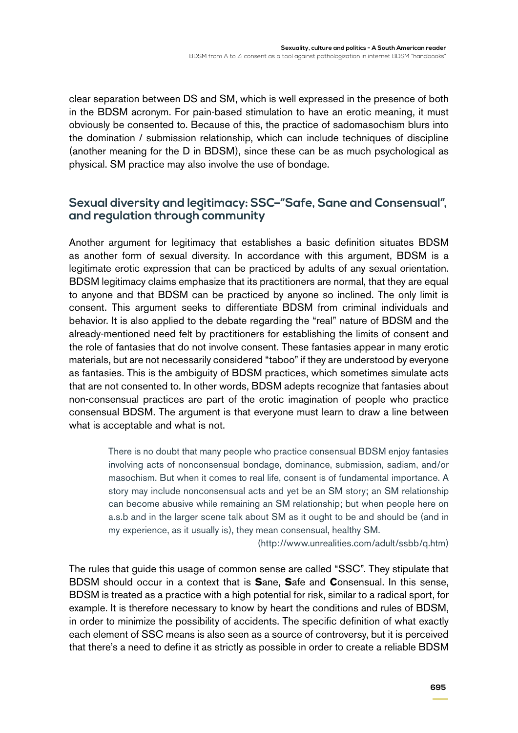clear separation between DS and SM, which is well expressed in the presence of both in the BDSM acronym. For pain-based stimulation to have an erotic meaning, it must obviously be consented to. Because of this, the practice of sadomasochism blurs into the domination / submission relationship, which can include techniques of discipline (another meaning for the D in BDSM), since these can be as much psychological as physical. SM practice may also involve the use of bondage.

## Sexual diversity and legitimacy: SSC–"Safe, Sane and Consensual", and regulation through community

Another argument for legitimacy that establishes a basic definition situates BDSM as another form of sexual diversity. In accordance with this argument, BDSM is a legitimate erotic expression that can be practiced by adults of any sexual orientation. BDSM legitimacy claims emphasize that its practitioners are normal, that they are equal to anyone and that BDSM can be practiced by anyone so inclined. The only limit is consent. This argument seeks to differentiate BDSM from criminal individuals and behavior. It is also applied to the debate regarding the "real" nature of BDSM and the already-mentioned need felt by practitioners for establishing the limits of consent and the role of fantasies that do not involve consent. These fantasies appear in many erotic materials, but are not necessarily considered "taboo" if they are understood by everyone as fantasies. This is the ambiguity of BDSM practices, which sometimes simulate acts that are not consented to. In other words, BDSM adepts recognize that fantasies about non-consensual practices are part of the erotic imagination of people who practice consensual BDSM. The argument is that everyone must learn to draw a line between what is acceptable and what is not.

> There is no doubt that many people who practice consensual BDSM enjoy fantasies involving acts of nonconsensual bondage, dominance, submission, sadism, and/or masochism. But when it comes to real life, consent is of fundamental importance. A story may include nonconsensual acts and yet be an SM story; an SM relationship can become abusive while remaining an SM relationship; but when people here on a.s.b and in the larger scene talk about SM as it ought to be and should be (and in my experience, as it usually is), they mean consensual, healthy SM.
>
> (http://www.unrealities.com/adult/ssbb/q.htm)

The rules that guide this usage of common sense are called "SSC". They stipulate that BDSM should occur in a context that is **S**ane, **S**afe and **C**onsensual. In this sense, BDSM is treated as a practice with a high potential for risk, similar to a radical sport, for example. It is therefore necessary to know by heart the conditions and rules of BDSM, in order to minimize the possibility of accidents. The specific definition of what exactly each element of SSC means is also seen as a source of controversy, but it is perceived that there's a need to define it as strictly as possible in order to create a reliable BDSM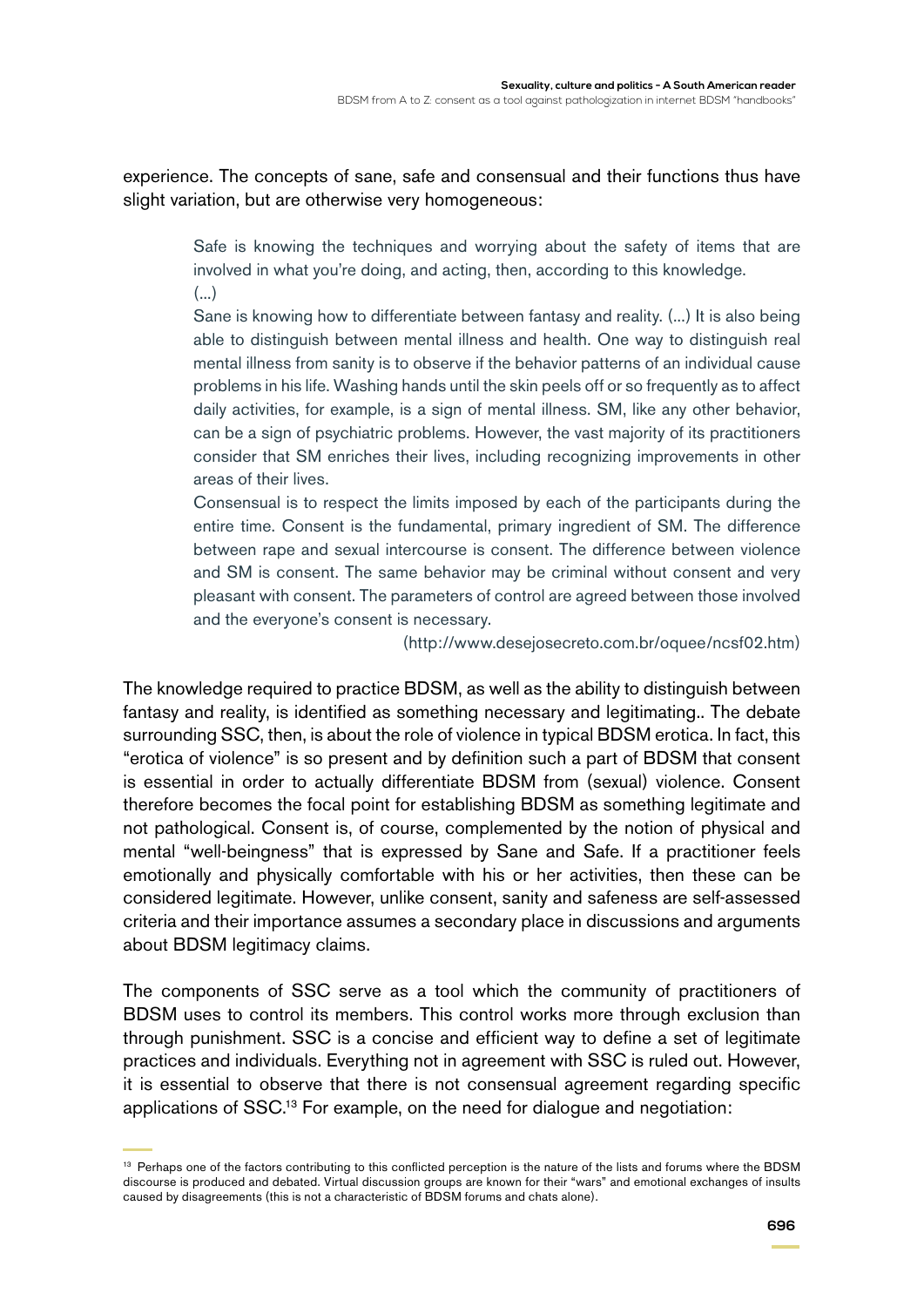experience. The concepts of sane, safe and consensual and their functions thus have slight variation, but are otherwise very homogeneous:

> Safe is knowing the techniques and worrying about the safety of items that are involved in what you're doing, and acting, then, according to this knowledge.
> (...)
> Sane is knowing how to differentiate between fantasy and reality. (...) It is also being able to distinguish between mental illness and health. One way to distinguish real mental illness from sanity is to observe if the behavior patterns of an individual cause problems in his life. Washing hands until the skin peels off or so frequently as to affect daily activities, for example, is a sign of mental illness. SM, like any other behavior, can be a sign of psychiatric problems. However, the vast majority of its practitioners consider that SM enriches their lives, including recognizing improvements in other areas of their lives.
> Consensual is to respect the limits imposed by each of the participants during the entire time. Consent is the fundamental, primary ingredient of SM. The difference between rape and sexual intercourse is consent. The difference between violence and SM is consent. The same behavior may be criminal without consent and very pleasant with consent. The parameters of control are agreed between those involved and the everyone's consent is necessary.
>
> (http://www.desejosecreto.com.br/oquee/ncsf02.htm)

The knowledge required to practice BDSM, as well as the ability to distinguish between fantasy and reality, is identified as something necessary and legitimating.. The debate surrounding SSC, then, is about the role of violence in typical BDSM erotica. In fact, this "erotica of violence" is so present and by definition such a part of BDSM that consent is essential in order to actually differentiate BDSM from (sexual) violence. Consent therefore becomes the focal point for establishing BDSM as something legitimate and not pathological. Consent is, of course, complemented by the notion of physical and mental "well-beingness" that is expressed by Sane and Safe. If a practitioner feels emotionally and physically comfortable with his or her activities, then these can be considered legitimate. However, unlike consent, sanity and safeness are self-assessed criteria and their importance assumes a secondary place in discussions and arguments about BDSM legitimacy claims.

The components of SSC serve as a tool which the community of practitioners of BDSM uses to control its members. This control works more through exclusion than through punishment. SSC is a concise and efficient way to define a set of legitimate practices and individuals. Everything not in agreement with SSC is ruled out. However, it is essential to observe that there is not consensual agreement regarding specific applications of SSC.[13] For example, on the need for dialogue and negotiation:

---

[13] Perhaps one of the factors contributing to this conflicted perception is the nature of the lists and forums where the BDSM discourse is produced and debated. Virtual discussion groups are known for their "wars" and emotional exchanges of insults caused by disagreements (this is not a characteristic of BDSM forums and chats alone).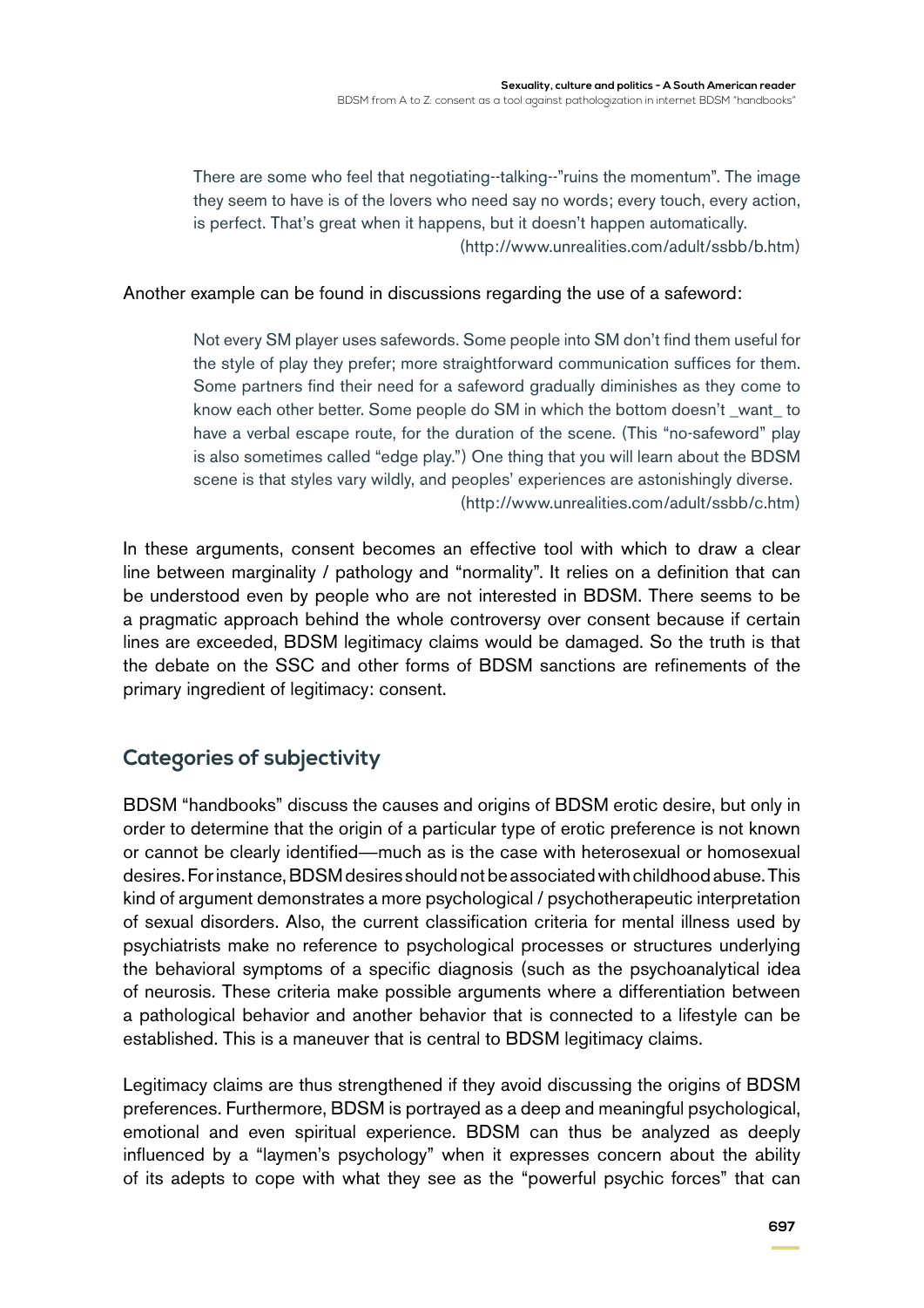> There are some who feel that negotiating--talking--"ruins the momentum". The image they seem to have is of the lovers who need say no words; every touch, every action, is perfect. That's great when it happens, but it doesn't happen automatically. (http://www.unrealities.com/adult/ssbb/b.htm)

Another example can be found in discussions regarding the use of a safeword:

> Not every SM player uses safewords. Some people into SM don't find them useful for the style of play they prefer; more straightforward communication suffices for them. Some partners find their need for a safeword gradually diminishes as they come to know each other better. Some people do SM in which the bottom doesn't _want_ to have a verbal escape route, for the duration of the scene. (This "no-safeword" play is also sometimes called "edge play.") One thing that you will learn about the BDSM scene is that styles vary wildly, and peoples' experiences are astonishingly diverse. (http://www.unrealities.com/adult/ssbb/c.htm)

In these arguments, consent becomes an effective tool with which to draw a clear line between marginality / pathology and "normality". It relies on a definition that can be understood even by people who are not interested in BDSM. There seems to be a pragmatic approach behind the whole controversy over consent because if certain lines are exceeded, BDSM legitimacy claims would be damaged. So the truth is that the debate on the SSC and other forms of BDSM sanctions are refinements of the primary ingredient of legitimacy: consent.

## Categories of subjectivity

BDSM "handbooks" discuss the causes and origins of BDSM erotic desire, but only in order to determine that the origin of a particular type of erotic preference is not known or cannot be clearly identified—much as is the case with heterosexual or homosexual desires. For instance, BDSM desires should not be associated with childhood abuse. This kind of argument demonstrates a more psychological / psychotherapeutic interpretation of sexual disorders. Also, the current classification criteria for mental illness used by psychiatrists make no reference to psychological processes or structures underlying the behavioral symptoms of a specific diagnosis (such as the psychoanalytical idea of neurosis. These criteria make possible arguments where a differentiation between a pathological behavior and another behavior that is connected to a lifestyle can be established. This is a maneuver that is central to BDSM legitimacy claims.

Legitimacy claims are thus strengthened if they avoid discussing the origins of BDSM preferences. Furthermore, BDSM is portrayed as a deep and meaningful psychological, emotional and even spiritual experience. BDSM can thus be analyzed as deeply influenced by a "laymen's psychology" when it expresses concern about the ability of its adepts to cope with what they see as the "powerful psychic forces" that can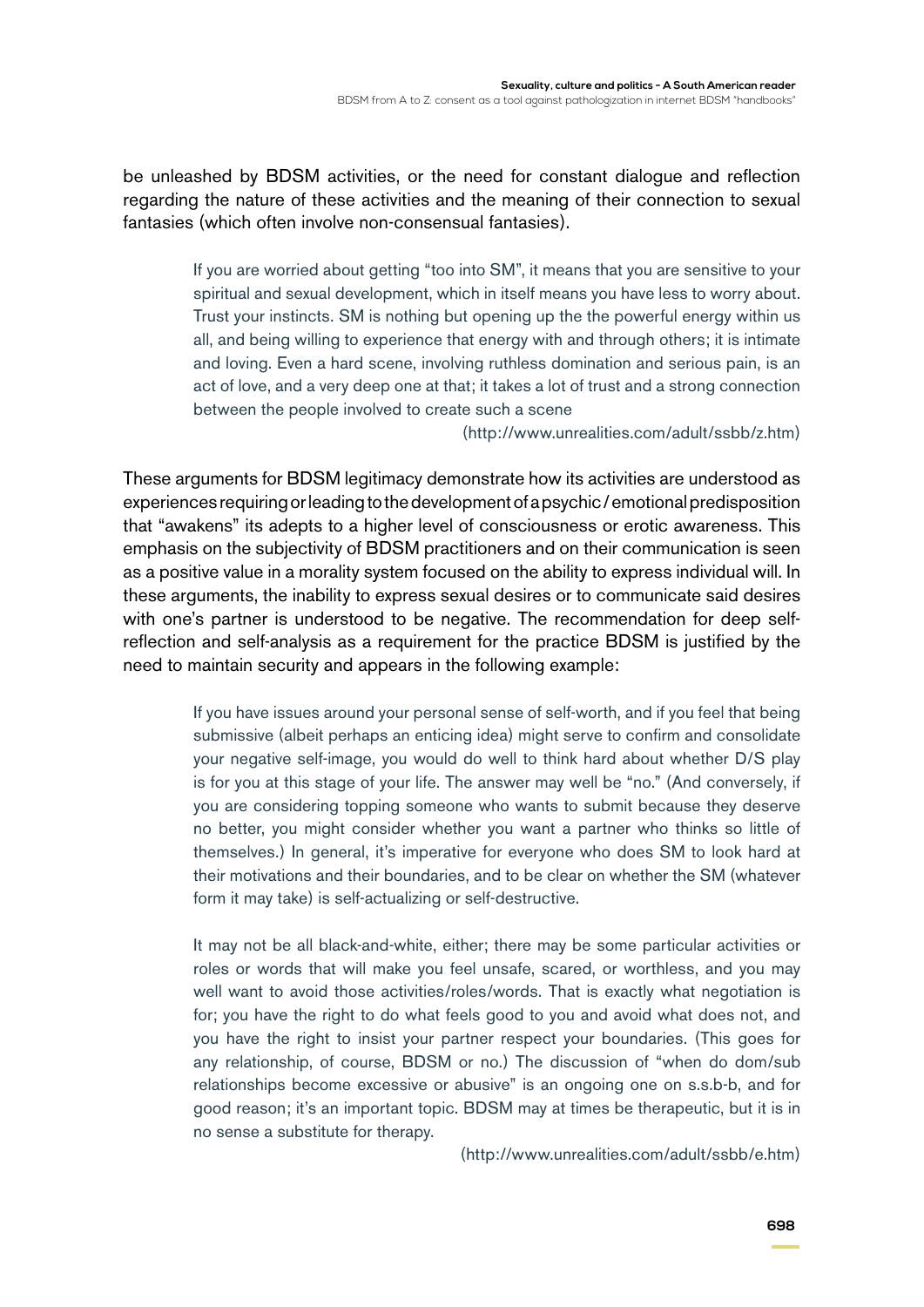be unleashed by BDSM activities, or the need for constant dialogue and reflection regarding the nature of these activities and the meaning of their connection to sexual fantasies (which often involve non-consensual fantasies).

> If you are worried about getting "too into SM", it means that you are sensitive to your spiritual and sexual development, which in itself means you have less to worry about. Trust your instincts. SM is nothing but opening up the the powerful energy within us all, and being willing to experience that energy with and through others; it is intimate and loving. Even a hard scene, involving ruthless domination and serious pain, is an act of love, and a very deep one at that; it takes a lot of trust and a strong connection between the people involved to create such a scene
>
> (http://www.unrealities.com/adult/ssbb/z.htm)

These arguments for BDSM legitimacy demonstrate how its activities are understood as experiences requiring or leading to the development of a psychic / emotional predisposition that "awakens" its adepts to a higher level of consciousness or erotic awareness. This emphasis on the subjectivity of BDSM practitioners and on their communication is seen as a positive value in a morality system focused on the ability to express individual will. In these arguments, the inability to express sexual desires or to communicate said desires with one's partner is understood to be negative. The recommendation for deep self-reflection and self-analysis as a requirement for the practice BDSM is justified by the need to maintain security and appears in the following example:

> If you have issues around your personal sense of self-worth, and if you feel that being submissive (albeit perhaps an enticing idea) might serve to confirm and consolidate your negative self-image, you would do well to think hard about whether D/S play is for you at this stage of your life. The answer may well be "no." (And conversely, if you are considering topping someone who wants to submit because they deserve no better, you might consider whether you want a partner who thinks so little of themselves.) In general, it's imperative for everyone who does SM to look hard at their motivations and their boundaries, and to be clear on whether the SM (whatever form it may take) is self-actualizing or self-destructive.
>
> It may not be all black-and-white, either; there may be some particular activities or roles or words that will make you feel unsafe, scared, or worthless, and you may well want to avoid those activities/roles/words. That is exactly what negotiation is for; you have the right to do what feels good to you and avoid what does not, and you have the right to insist your partner respect your boundaries. (This goes for any relationship, of course, BDSM or no.) The discussion of "when do dom/sub relationships become excessive or abusive" is an ongoing one on s.s.b-b, and for good reason; it's an important topic. BDSM may at times be therapeutic, but it is in no sense a substitute for therapy.
>
> (http://www.unrealities.com/adult/ssbb/e.htm)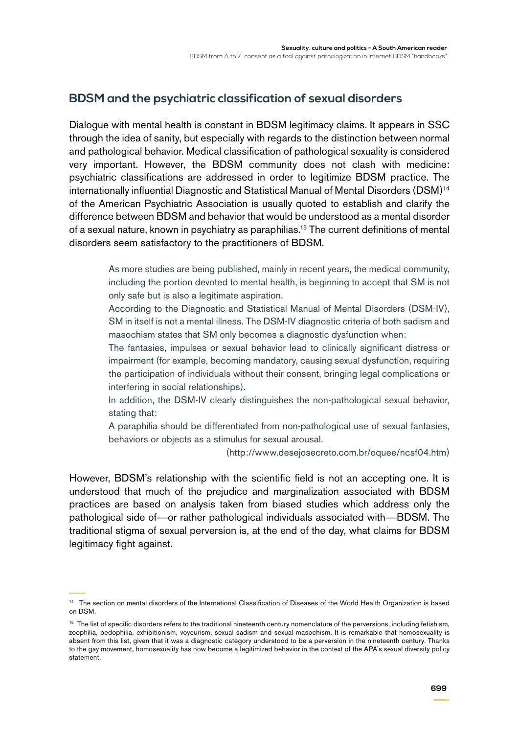## BDSM and the psychiatric classification of sexual disorders

Dialogue with mental health is constant in BDSM legitimacy claims. It appears in SSC through the idea of sanity, but especially with regards to the distinction between normal and pathological behavior. Medical classification of pathological sexuality is considered very important. However, the BDSM community does not clash with medicine: psychiatric classifications are addressed in order to legitimize BDSM practice. The internationally influential Diagnostic and Statistical Manual of Mental Disorders (DSM)[14] of the American Psychiatric Association is usually quoted to establish and clarify the difference between BDSM and behavior that would be understood as a mental disorder of a sexual nature, known in psychiatry as paraphilias.[15] The current definitions of mental disorders seem satisfactory to the practitioners of BDSM.

> As more studies are being published, mainly in recent years, the medical community, including the portion devoted to mental health, is beginning to accept that SM is not only safe but is also a legitimate aspiration.
>
> According to the Diagnostic and Statistical Manual of Mental Disorders (DSM-IV), SM in itself is not a mental illness. The DSM-IV diagnostic criteria of both sadism and masochism states that SM only becomes a diagnostic dysfunction when:
>
> The fantasies, impulses or sexual behavior lead to clinically significant distress or impairment (for example, becoming mandatory, causing sexual dysfunction, requiring the participation of individuals without their consent, bringing legal complications or interfering in social relationships).
>
> In addition, the DSM-IV clearly distinguishes the non-pathological sexual behavior, stating that:
>
> A paraphilia should be differentiated from non-pathological use of sexual fantasies, behaviors or objects as a stimulus for sexual arousal.
>
> (http://www.desejosecreto.com.br/oquee/ncsf04.htm)

However, BDSM's relationship with the scientific field is not an accepting one. It is understood that much of the prejudice and marginalization associated with BDSM practices are based on analysis taken from biased studies which address only the pathological side of—or rather pathological individuals associated with—BDSM. The traditional stigma of sexual perversion is, at the end of the day, what claims for BDSM legitimacy fight against.

---

[14] The section on mental disorders of the International Classification of Diseases of the World Health Organization is based on DSM.

[15] The list of specific disorders refers to the traditional nineteenth century nomenclature of the perversions, including fetishism, zoophilia, pedophilia, exhibitionism, voyeurism, sexual sadism and sexual masochism. It is remarkable that homosexuality is absent from this list, given that it was a diagnostic category understood to be a perversion in the nineteenth century. Thanks to the gay movement, homosexuality has now become a legitimized behavior in the context of the APA's sexual diversity policy statement.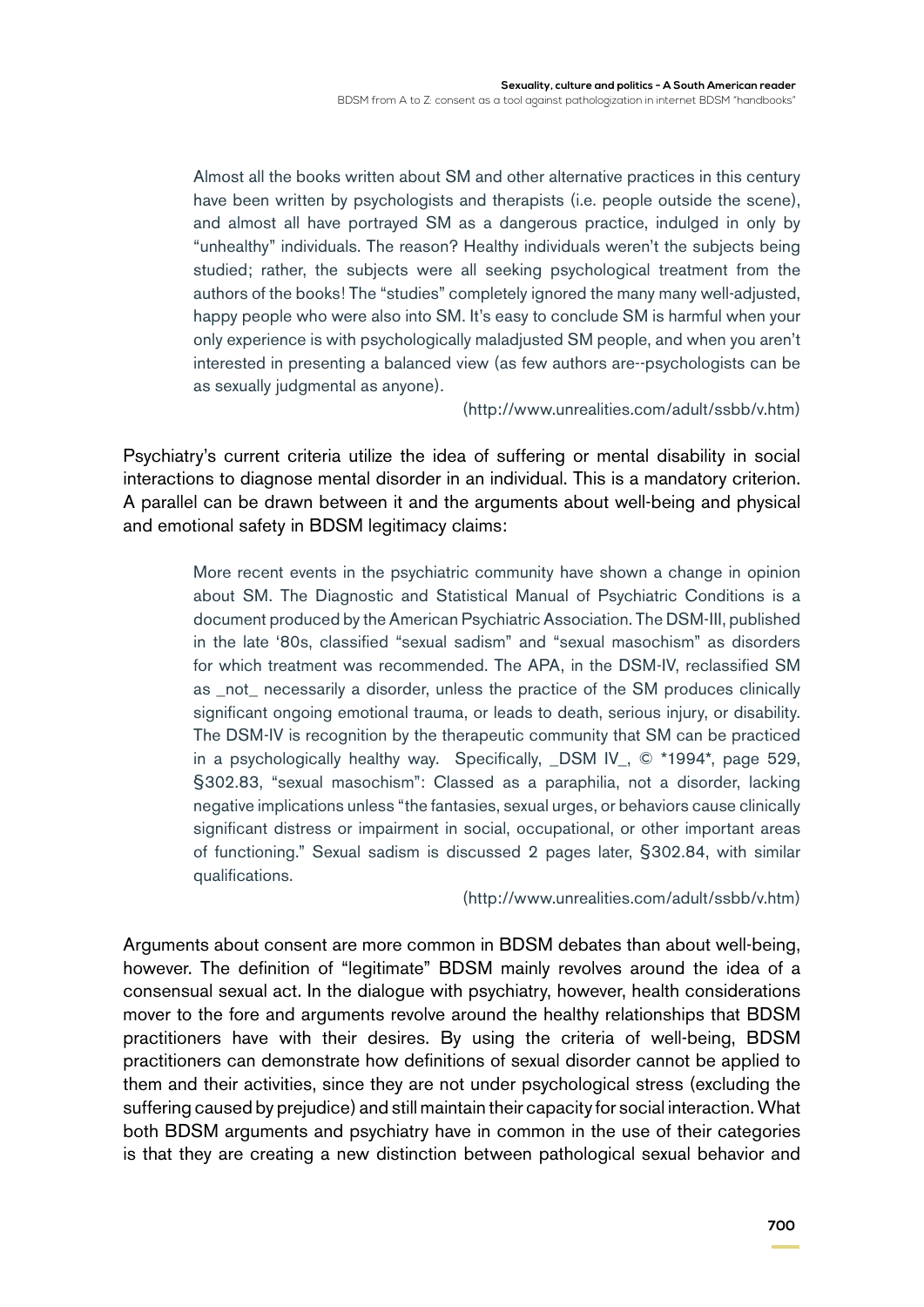> Almost all the books written about SM and other alternative practices in this century have been written by psychologists and therapists (i.e. people outside the scene), and almost all have portrayed SM as a dangerous practice, indulged in only by "unhealthy" individuals. The reason? Healthy individuals weren't the subjects being studied; rather, the subjects were all seeking psychological treatment from the authors of the books! The "studies" completely ignored the many many well-adjusted, happy people who were also into SM. It's easy to conclude SM is harmful when your only experience is with psychologically maladjusted SM people, and when you aren't interested in presenting a balanced view (as few authors are--psychologists can be as sexually judgmental as anyone).
>
> (http://www.unrealities.com/adult/ssbb/v.htm)

Psychiatry's current criteria utilize the idea of suffering or mental disability in social interactions to diagnose mental disorder in an individual. This is a mandatory criterion. A parallel can be drawn between it and the arguments about well-being and physical and emotional safety in BDSM legitimacy claims:

> More recent events in the psychiatric community have shown a change in opinion about SM. The Diagnostic and Statistical Manual of Psychiatric Conditions is a document produced by the American Psychiatric Association. The DSM-III, published in the late '80s, classified "sexual sadism" and "sexual masochism" as disorders for which treatment was recommended. The APA, in the DSM-IV, reclassified SM as _not_ necessarily a disorder, unless the practice of the SM produces clinically significant ongoing emotional trauma, or leads to death, serious injury, or disability. The DSM-IV is recognition by the therapeutic community that SM can be practiced in a psychologically healthy way. Specifically, _DSM IV_, © *1994*, page 529, §302.83, "sexual masochism": Classed as a paraphilia, not a disorder, lacking negative implications unless "the fantasies, sexual urges, or behaviors cause clinically significant distress or impairment in social, occupational, or other important areas of functioning." Sexual sadism is discussed 2 pages later, §302.84, with similar qualifications.
>
> (http://www.unrealities.com/adult/ssbb/v.htm)

Arguments about consent are more common in BDSM debates than about well-being, however. The definition of "legitimate" BDSM mainly revolves around the idea of a consensual sexual act. In the dialogue with psychiatry, however, health considerations mover to the fore and arguments revolve around the healthy relationships that BDSM practitioners have with their desires. By using the criteria of well-being, BDSM practitioners can demonstrate how definitions of sexual disorder cannot be applied to them and their activities, since they are not under psychological stress (excluding the suffering caused by prejudice) and still maintain their capacity for social interaction. What both BDSM arguments and psychiatry have in common in the use of their categories is that they are creating a new distinction between pathological sexual behavior and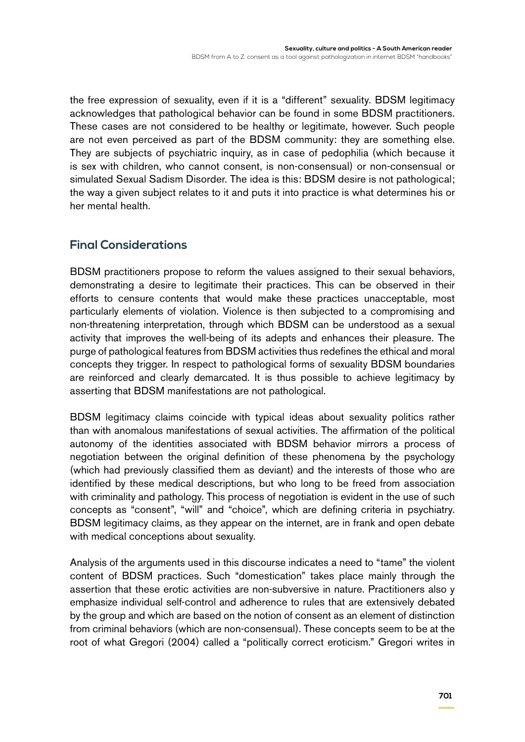the free expression of sexuality, even if it is a "different" sexuality. BDSM legitimacy acknowledges that pathological behavior can be found in some BDSM practitioners. These cases are not considered to be healthy or legitimate, however. Such people are not even perceived as part of the BDSM community: they are something else. They are subjects of psychiatric inquiry, as in case of pedophilia (which because it is sex with children, who cannot consent, is non-consensual) or non-consensual or simulated Sexual Sadism Disorder. The idea is this: BDSM desire is not pathological; the way a given subject relates to it and puts it into practice is what determines his or her mental health.

## Final Considerations

BDSM practitioners propose to reform the values assigned to their sexual behaviors, demonstrating a desire to legitimate their practices. This can be observed in their efforts to censure contents that would make these practices unacceptable, most particularly elements of violation. Violence is then subjected to a compromising and non-threatening interpretation, through which BDSM can be understood as a sexual activity that improves the well-being of its adepts and enhances their pleasure. The purge of pathological features from BDSM activities thus redefines the ethical and moral concepts they trigger. In respect to pathological forms of sexuality BDSM boundaries are reinforced and clearly demarcated. It is thus possible to achieve legitimacy by asserting that BDSM manifestations are not pathological.

BDSM legitimacy claims coincide with typical ideas about sexuality politics rather than with anomalous manifestations of sexual activities. The affirmation of the political autonomy of the identities associated with BDSM behavior mirrors a process of negotiation between the original definition of these phenomena by the psychology (which had previously classified them as deviant) and the interests of those who are identified by these medical descriptions, but who long to be freed from association with criminality and pathology. This process of negotiation is evident in the use of such concepts as "consent", "will" and "choice", which are defining criteria in psychiatry. BDSM legitimacy claims, as they appear on the internet, are in frank and open debate with medical conceptions about sexuality.

Analysis of the arguments used in this discourse indicates a need to "tame" the violent content of BDSM practices. Such "domestication" takes place mainly through the assertion that these erotic activities are non-subversive in nature. Practitioners also y emphasize individual self-control and adherence to rules that are extensively debated by the group and which are based on the notion of consent as an element of distinction from criminal behaviors (which are non-consensual). These concepts seem to be at the root of what Gregori (2004) called a "politically correct eroticism." Gregori writes in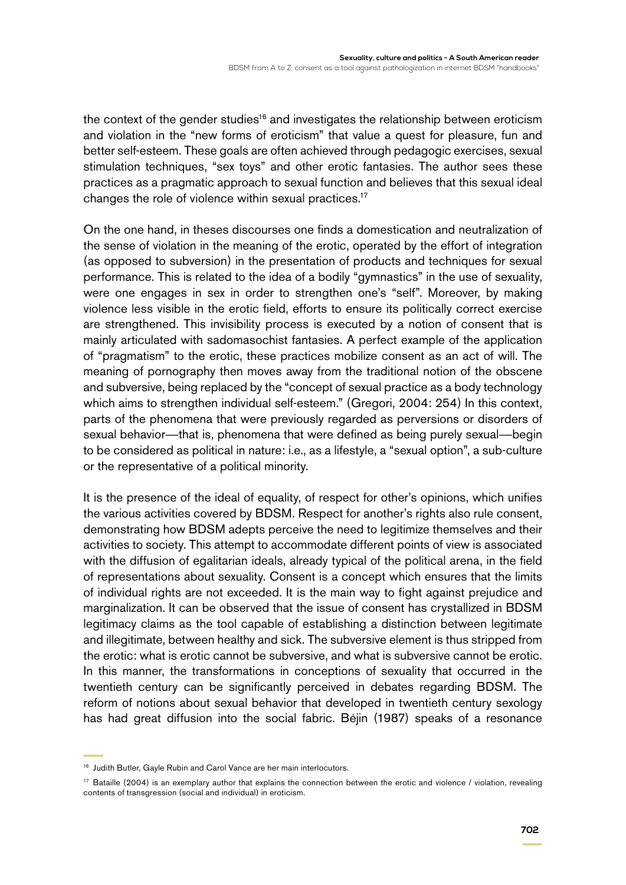the context of the gender studies[16] and investigates the relationship between eroticism and violation in the "new forms of eroticism" that value a quest for pleasure, fun and better self-esteem. These goals are often achieved through pedagogic exercises, sexual stimulation techniques, "sex toys" and other erotic fantasies. The author sees these practices as a pragmatic approach to sexual function and believes that this sexual ideal changes the role of violence within sexual practices.[17]

On the one hand, in theses discourses one finds a domestication and neutralization of the sense of violation in the meaning of the erotic, operated by the effort of integration (as opposed to subversion) in the presentation of products and techniques for sexual performance. This is related to the idea of a bodily "gymnastics" in the use of sexuality, were one engages in sex in order to strengthen one's "self". Moreover, by making violence less visible in the erotic field, efforts to ensure its politically correct exercise are strengthened. This invisibility process is executed by a notion of consent that is mainly articulated with sadomasochist fantasies. A perfect example of the application of "pragmatism" to the erotic, these practices mobilize consent as an act of will. The meaning of pornography then moves away from the traditional notion of the obscene and subversive, being replaced by the "concept of sexual practice as a body technology which aims to strengthen individual self-esteem." (Gregori, 2004: 254) In this context, parts of the phenomena that were previously regarded as perversions or disorders of sexual behavior—that is, phenomena that were defined as being purely sexual—begin to be considered as political in nature: i.e., as a lifestyle, a "sexual option", a sub-culture or the representative of a political minority.

It is the presence of the ideal of equality, of respect for other's opinions, which unifies the various activities covered by BDSM. Respect for another's rights also rule consent, demonstrating how BDSM adepts perceive the need to legitimize themselves and their activities to society. This attempt to accommodate different points of view is associated with the diffusion of egalitarian ideals, already typical of the political arena, in the field of representations about sexuality. Consent is a concept which ensures that the limits of individual rights are not exceeded. It is the main way to fight against prejudice and marginalization. It can be observed that the issue of consent has crystallized in BDSM legitimacy claims as the tool capable of establishing a distinction between legitimate and illegitimate, between healthy and sick. The subversive element is thus stripped from the erotic: what is erotic cannot be subversive, and what is subversive cannot be erotic. In this manner, the transformations in conceptions of sexuality that occurred in the twentieth century can be significantly perceived in debates regarding BDSM. The reform of notions about sexual behavior that developed in twentieth century sexology has had great diffusion into the social fabric. Béjin (1987) speaks of a resonance

---

[16] Judith Butler, Gayle Rubin and Carol Vance are her main interlocutors.

[17] Bataille (2004) is an exemplary author that explains the connection between the erotic and violence / violation, revealing contents of transgression (social and individual) in eroticism.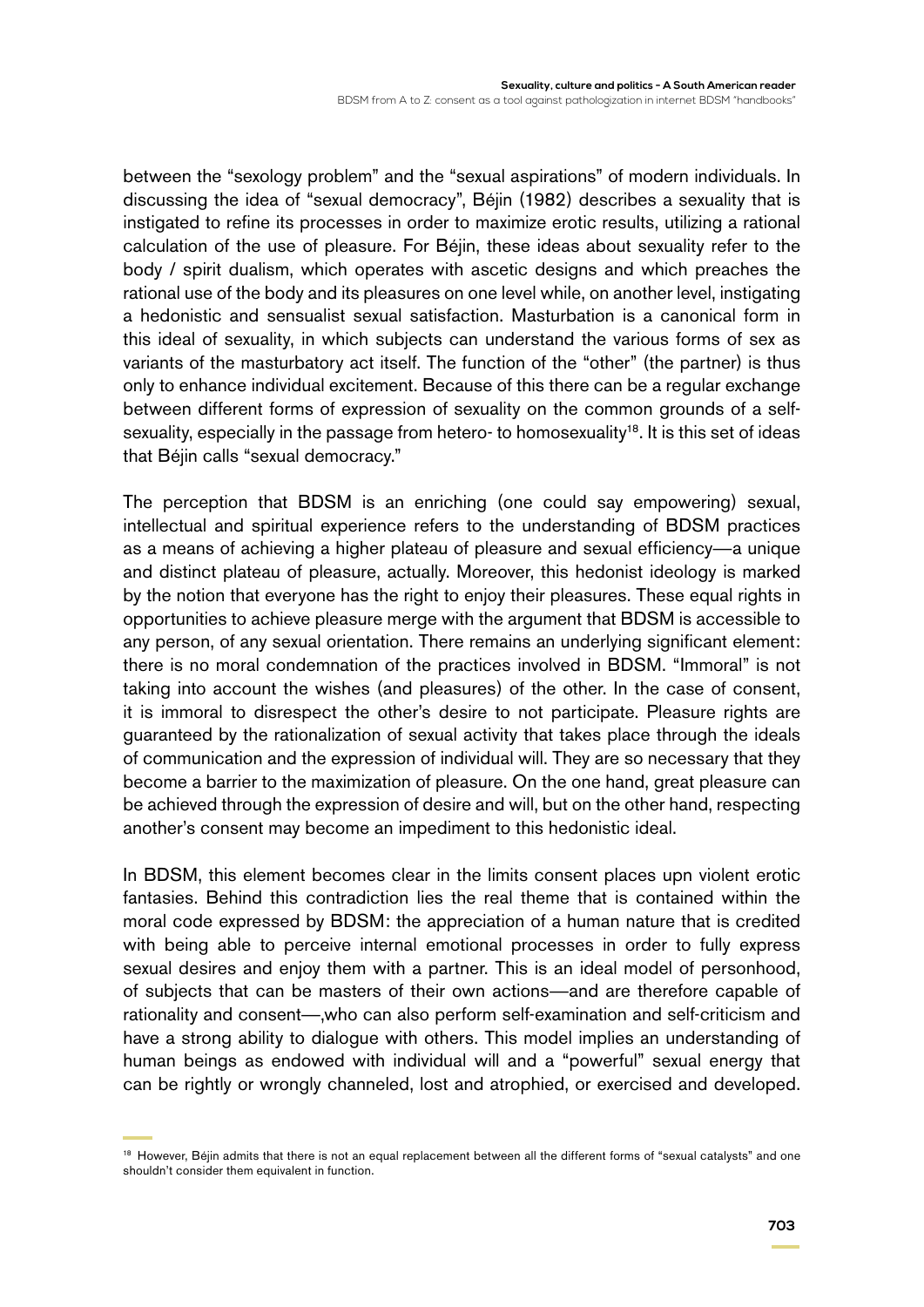between the "sexology problem" and the "sexual aspirations" of modern individuals. In discussing the idea of "sexual democracy", Béjin (1982) describes a sexuality that is instigated to refine its processes in order to maximize erotic results, utilizing a rational calculation of the use of pleasure. For Béjin, these ideas about sexuality refer to the body / spirit dualism, which operates with ascetic designs and which preaches the rational use of the body and its pleasures on one level while, on another level, instigating a hedonistic and sensualist sexual satisfaction. Masturbation is a canonical form in this ideal of sexuality, in which subjects can understand the various forms of sex as variants of the masturbatory act itself. The function of the "other" (the partner) is thus only to enhance individual excitement. Because of this there can be a regular exchange between different forms of expression of sexuality on the common grounds of a self-sexuality, especially in the passage from hetero- to homosexuality[18]. It is this set of ideas that Béjin calls "sexual democracy."

The perception that BDSM is an enriching (one could say empowering) sexual, intellectual and spiritual experience refers to the understanding of BDSM practices as a means of achieving a higher plateau of pleasure and sexual efficiency—a unique and distinct plateau of pleasure, actually. Moreover, this hedonist ideology is marked by the notion that everyone has the right to enjoy their pleasures. These equal rights in opportunities to achieve pleasure merge with the argument that BDSM is accessible to any person, of any sexual orientation. There remains an underlying significant element: there is no moral condemnation of the practices involved in BDSM. "Immoral" is not taking into account the wishes (and pleasures) of the other. In the case of consent, it is immoral to disrespect the other's desire to not participate. Pleasure rights are guaranteed by the rationalization of sexual activity that takes place through the ideals of communication and the expression of individual will. They are so necessary that they become a barrier to the maximization of pleasure. On the one hand, great pleasure can be achieved through the expression of desire and will, but on the other hand, respecting another's consent may become an impediment to this hedonistic ideal.

In BDSM, this element becomes clear in the limits consent places upn violent erotic fantasies. Behind this contradiction lies the real theme that is contained within the moral code expressed by BDSM: the appreciation of a human nature that is credited with being able to perceive internal emotional processes in order to fully express sexual desires and enjoy them with a partner. This is an ideal model of personhood, of subjects that can be masters of their own actions—and are therefore capable of rationality and consent—,who can also perform self-examination and self-criticism and have a strong ability to dialogue with others. This model implies an understanding of human beings as endowed with individual will and a "powerful" sexual energy that can be rightly or wrongly channeled, lost and atrophied, or exercised and developed.

[18] However, Béjin admits that there is not an equal replacement between all the different forms of "sexual catalysts" and one shouldn't consider them equivalent in function.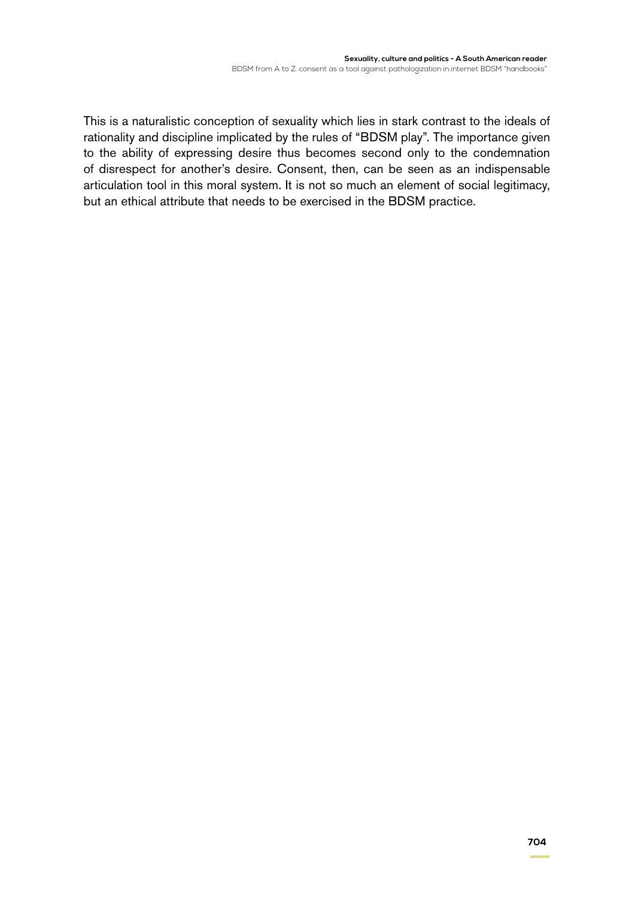This is a naturalistic conception of sexuality which lies in stark contrast to the ideals of rationality and discipline implicated by the rules of “BDSM play”. The importance given to the ability of expressing desire thus becomes second only to the condemnation of disrespect for another’s desire. Consent, then, can be seen as an indispensable articulation tool in this moral system. It is not so much an element of social legitimacy, but an ethical attribute that needs to be exercised in the BDSM practice.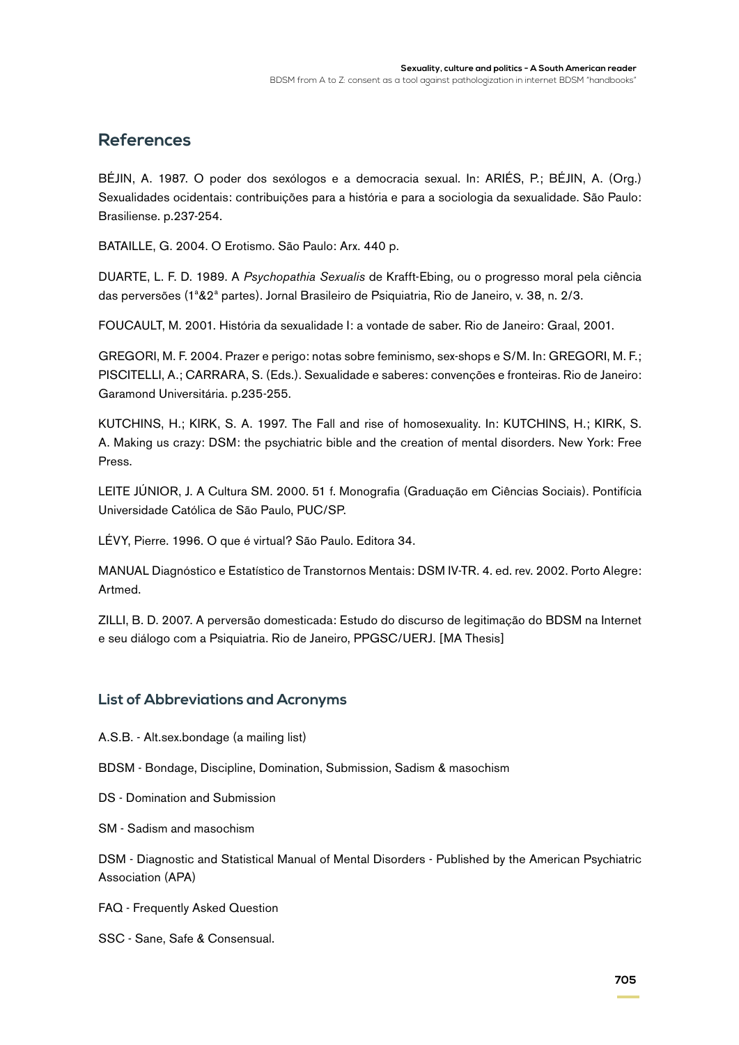## References

BÉJIN, A. 1987. O poder dos sexólogos e a democracia sexual. In: ARIÉS, P.; BÉJIN, A. (Org.) Sexualidades ocidentais: contribuições para a história e para a sociologia da sexualidade. São Paulo: Brasiliense. p.237-254.

BATAILLE, G. 2004. O Erotismo. São Paulo: Arx. 440 p.

DUARTE, L. F. D. 1989. A *Psychopathia Sexualis* de Krafft-Ebing, ou o progresso moral pela ciência das perversões (1ª&2ª partes). Jornal Brasileiro de Psiquiatria, Rio de Janeiro, v. 38, n. 2/3.

FOUCAULT, M. 2001. História da sexualidade I: a vontade de saber. Rio de Janeiro: Graal, 2001.

GREGORI, M. F. 2004. Prazer e perigo: notas sobre feminismo, sex-shops e S/M. In: GREGORI, M. F.; PISCITELLI, A.; CARRARA, S. (Eds.). Sexualidade e saberes: convenções e fronteiras. Rio de Janeiro: Garamond Universitária. p.235-255.

KUTCHINS, H.; KIRK, S. A. 1997. The Fall and rise of homosexuality. In: KUTCHINS, H.; KIRK, S. A. Making us crazy: DSM: the psychiatric bible and the creation of mental disorders. New York: Free Press.

LEITE JÚNIOR, J. A Cultura SM. 2000. 51 f. Monografia (Graduação em Ciências Sociais). Pontifícia Universidade Católica de São Paulo, PUC/SP.

LÉVY, Pierre. 1996. O que é virtual? São Paulo. Editora 34.

MANUAL Diagnóstico e Estatístico de Transtornos Mentais: DSM IV-TR. 4. ed. rev. 2002. Porto Alegre: Artmed.

ZILLI, B. D. 2007. A perversão domesticada: Estudo do discurso de legitimação do BDSM na Internet e seu diálogo com a Psiquiatria. Rio de Janeiro, PPGSC/UERJ. [MA Thesis]

### List of Abbreviations and Acronyms

A.S.B. - Alt.sex.bondage (a mailing list)

BDSM - Bondage, Discipline, Domination, Submission, Sadism & masochism

DS - Domination and Submission

SM - Sadism and masochism

DSM - Diagnostic and Statistical Manual of Mental Disorders - Published by the American Psychiatric Association (APA)

FAQ - Frequently Asked Question

SSC - Sane, Safe & Consensual.